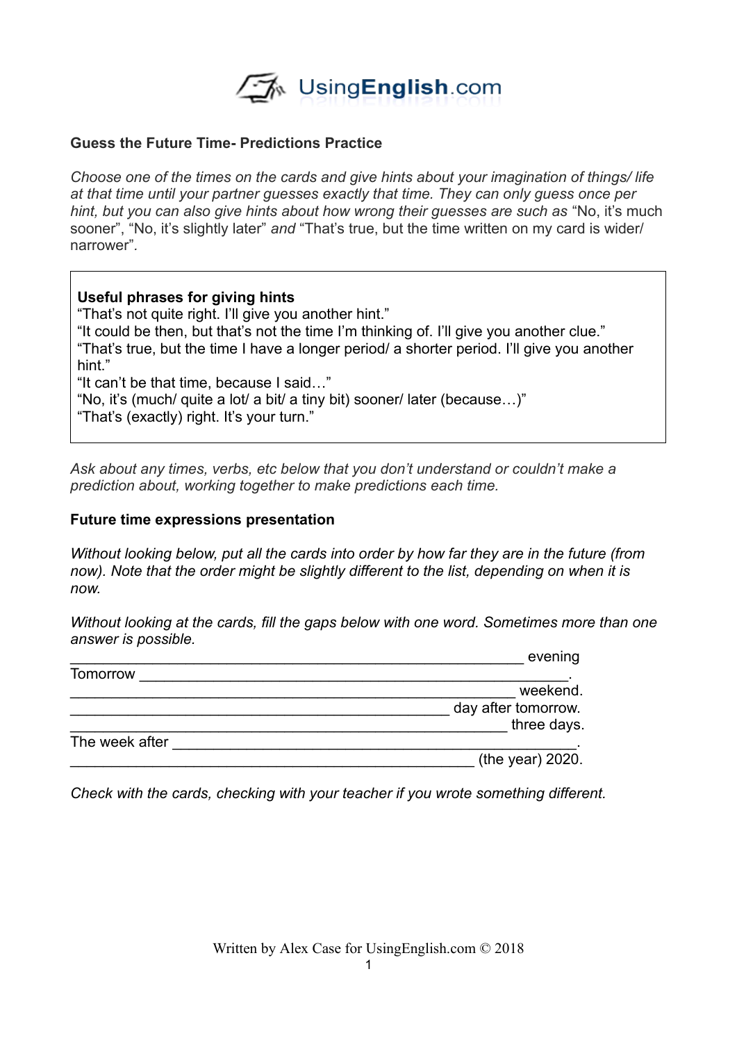UsingEnglish.com

### Guess the Future Time- Predictions Practice

*Choose one of the times on the cards and give hints about your imagination of things/ life at that time until your partner guesses exactly that time. They can only guess once per hint, but you can also give hints about how wrong their guesses are such as* "No, it's much sooner", "No, it's slightly later" *and* "That's true, but the time written on my card is wider/ narrower".

**Useful phrases for giving hints**
"That's not quite right. I'll give you another hint."
"It could be then, but that's not the time I'm thinking of. I'll give you another clue."
"That's true, but the time I have a longer period/ a shorter period. I'll give you another hint."
"It can't be that time, because I said…"
"No, it's (much/ quite a lot/ a bit/ a tiny bit) sooner/ later (because…)"
"That's (exactly) right. It's your turn."

*Ask about any times, verbs, etc below that you don't understand or couldn't make a prediction about, working together to make predictions each time.*

### Future time expressions presentation

*Without looking below, put all the cards into order by how far they are in the future (from now). Note that the order might be slightly different to the list, depending on when it is now.*

*Without looking at the cards, fill the gaps below with one word. Sometimes more than one answer is possible.*

_______________________________________________ evening
Tomorrow _____________________________________________.
_______________________________________________ weekend.
_______________________________________________ day after tomorrow.
_______________________________________________ three days.
The week after _________________________________________.
_______________________________________________ (the year) 2020.

*Check with the cards, checking with your teacher if you wrote something different.*

Written by Alex Case for UsingEnglish.com © 2018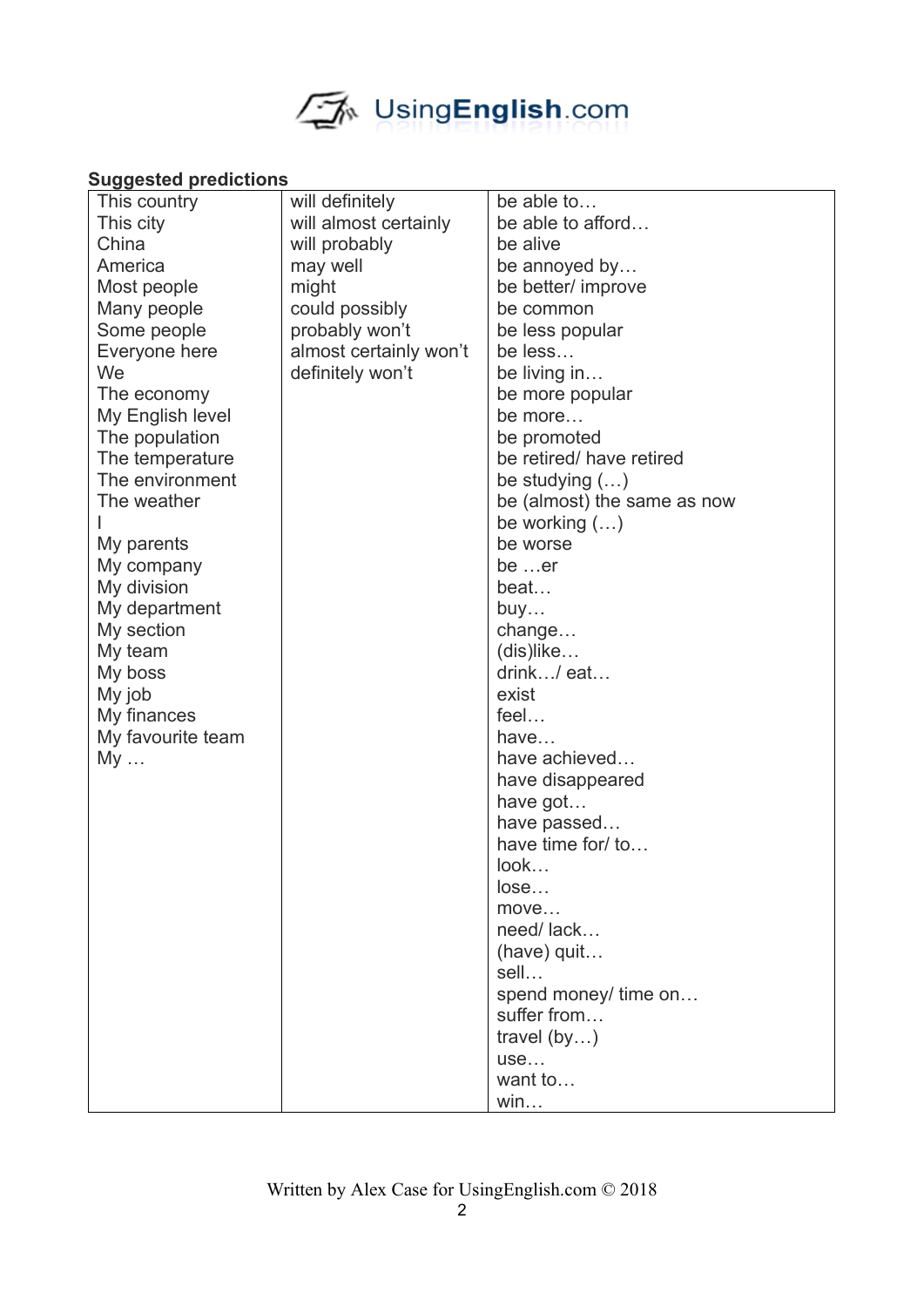**Suggested predictions**

| This country | will definitely | be able to… |
|---|---|---|
| This city | will almost certainly | be able to afford… |
| China | will probably | be alive |
| America | may well | be annoyed by… |
| Most people | might | be better/ improve |
| Many people | could possibly | be common |
| Some people | probably won't | be less popular |
| Everyone here | almost certainly won't | be less… |
| We | definitely won't | be living in… |
| The economy | | be more popular |
| My English level | | be more… |
| The population | | be promoted |
| The temperature | | be retired/ have retired |
| The environment | | be studying (…) |
| The weather | | be (almost) the same as now |
| I | | be working (…) |
| My parents | | be worse |
| My company | | be …er |
| My division | | beat… |
| My department | | buy… |
| My section | | change… |
| My team | | (dis)like… |
| My boss | | drink…/ eat… |
| My job | | exist |
| My finances | | feel… |
| My favourite team | | have… |
| My … | | have achieved… |
| | | have disappeared |
| | | have got… |
| | | have passed… |
| | | have time for/ to… |
| | | look… |
| | | lose… |
| | | move… |
| | | need/ lack… |
| | | (have) quit… |
| | | sell… |
| | | spend money/ time on… |
| | | suffer from… |
| | | travel (by…) |
| | | use… |
| | | want to… |
| | | win… |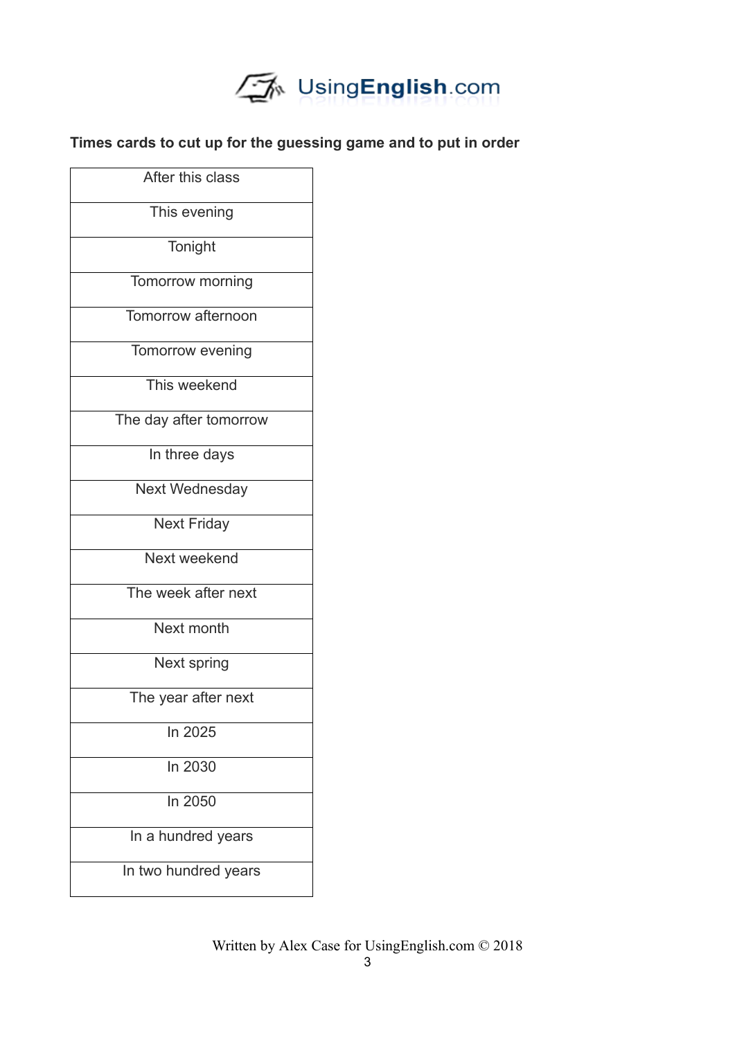**Times cards to cut up for the guessing game and to put in order**

| |
|---|
| After this class |
| This evening |
| Tonight |
| Tomorrow morning |
| Tomorrow afternoon |
| Tomorrow evening |
| This weekend |
| The day after tomorrow |
| In three days |
| Next Wednesday |
| Next Friday |
| Next weekend |
| The week after next |
| Next month |
| Next spring |
| The year after next |
| In 2025 |
| In 2030 |
| In 2050 |
| In a hundred years |
| In two hundred years |

Written by Alex Case for UsingEnglish.com © 2018